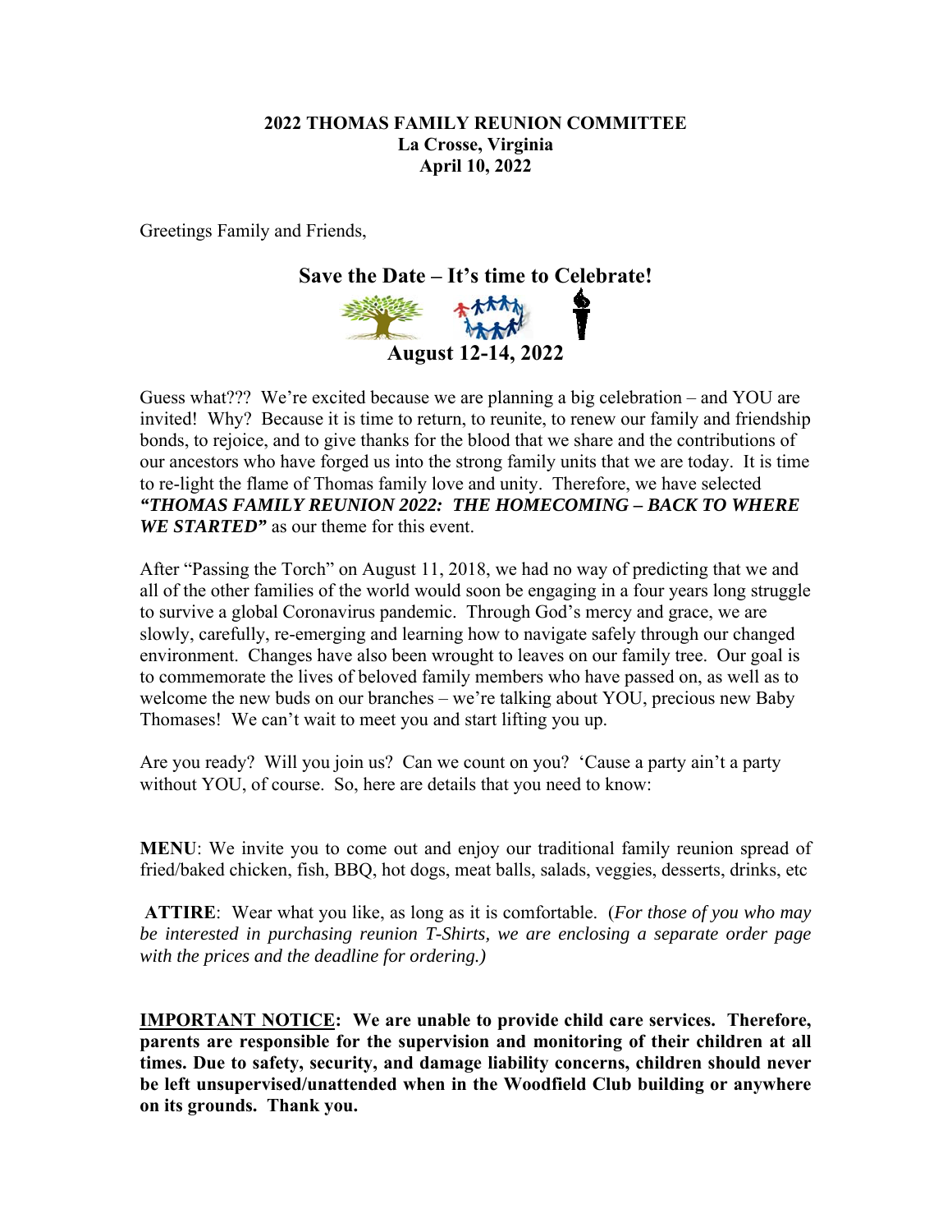**2022 THOMAS FAMILY REUNION COMMITTEE**
**La Crosse, Virginia**
**April 10, 2022**

Greetings Family and Friends,

## Save the Date – It's time to Celebrate!

**August 12-14, 2022**

Guess what??? We're excited because we are planning a big celebration – and YOU are invited! Why? Because it is time to return, to reunite, to renew our family and friendship bonds, to rejoice, and to give thanks for the blood that we share and the contributions of our ancestors who have forged us into the strong family units that we are today. It is time to re-light the flame of Thomas family love and unity. Therefore, we have selected ***"THOMAS FAMILY REUNION 2022: THE HOMECOMING – BACK TO WHERE WE STARTED"*** as our theme for this event.

After "Passing the Torch" on August 11, 2018, we had no way of predicting that we and all of the other families of the world would soon be engaging in a four years long struggle to survive a global Coronavirus pandemic. Through God's mercy and grace, we are slowly, carefully, re-emerging and learning how to navigate safely through our changed environment. Changes have also been wrought to leaves on our family tree. Our goal is to commemorate the lives of beloved family members who have passed on, as well as to welcome the new buds on our branches – we're talking about YOU, precious new Baby Thomases! We can't wait to meet you and start lifting you up.

Are you ready? Will you join us? Can we count on you? 'Cause a party ain't a party without YOU, of course. So, here are details that you need to know:

**MENU**: We invite you to come out and enjoy our traditional family reunion spread of fried/baked chicken, fish, BBQ, hot dogs, meat balls, salads, veggies, desserts, drinks, etc

**ATTIRE**: Wear what you like, as long as it is comfortable. (*For those of you who may be interested in purchasing reunion T-Shirts, we are enclosing a separate order page with the prices and the deadline for ordering.)*

**IMPORTANT NOTICE: We are unable to provide child care services. Therefore, parents are responsible for the supervision and monitoring of their children at all times. Due to safety, security, and damage liability concerns, children should never be left unsupervised/unattended when in the Woodfield Club building or anywhere on its grounds. Thank you.**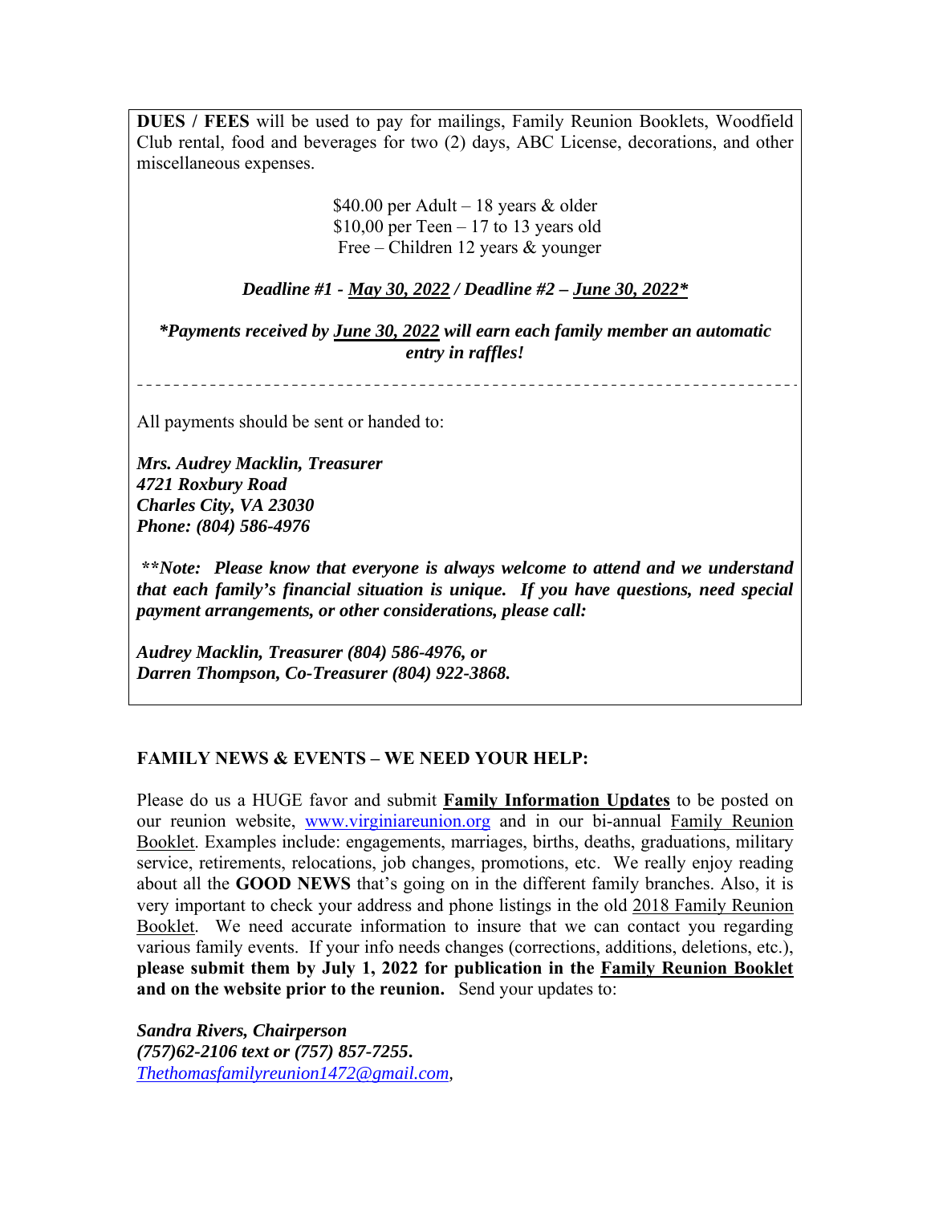**DUES / FEES** will be used to pay for mailings, Family Reunion Booklets, Woodfield Club rental, food and beverages for two (2) days, ABC License, decorations, and other miscellaneous expenses.

$40.00 per Adult – 18 years & older
$10,00 per Teen – 17 to 13 years old
Free – Children 12 years & younger

***Deadline #1 - May 30, 2022 / Deadline #2 – June 30, 2022****

***Payments received by June 30, 2022 will earn each family member an automatic entry in raffles!***

---

All payments should be sent or handed to:

***Mrs. Audrey Macklin, Treasurer***
***4721 Roxbury Road***
***Charles City, VA 23030***
***Phone: (804) 586-4976***

***\*\*Note: Please know that everyone is always welcome to attend and we understand that each family's financial situation is unique. If you have questions, need special payment arrangements, or other considerations, please call:***

***Audrey Macklin, Treasurer (804) 586-4976, or***
***Darren Thompson, Co-Treasurer (804) 922-3868.***

**FAMILY NEWS & EVENTS – WE NEED YOUR HELP:**

Please do us a HUGE favor and submit **Family Information Updates** to be posted on our reunion website, www.virginiareunion.org and in our bi-annual Family Reunion Booklet. Examples include: engagements, marriages, births, deaths, graduations, military service, retirements, relocations, job changes, promotions, etc. We really enjoy reading about all the **GOOD NEWS** that's going on in the different family branches. Also, it is very important to check your address and phone listings in the old 2018 Family Reunion Booklet. We need accurate information to insure that we can contact you regarding various family events. If your info needs changes (corrections, additions, deletions, etc.), **please submit them by July 1, 2022 for publication in the Family Reunion Booklet and on the website prior to the reunion.** Send your updates to:

***Sandra Rivers, Chairperson***
***(757)62-2106 text or (757) 857-7255.***
*Thethomasfamilyreunion1472@gmail.com*,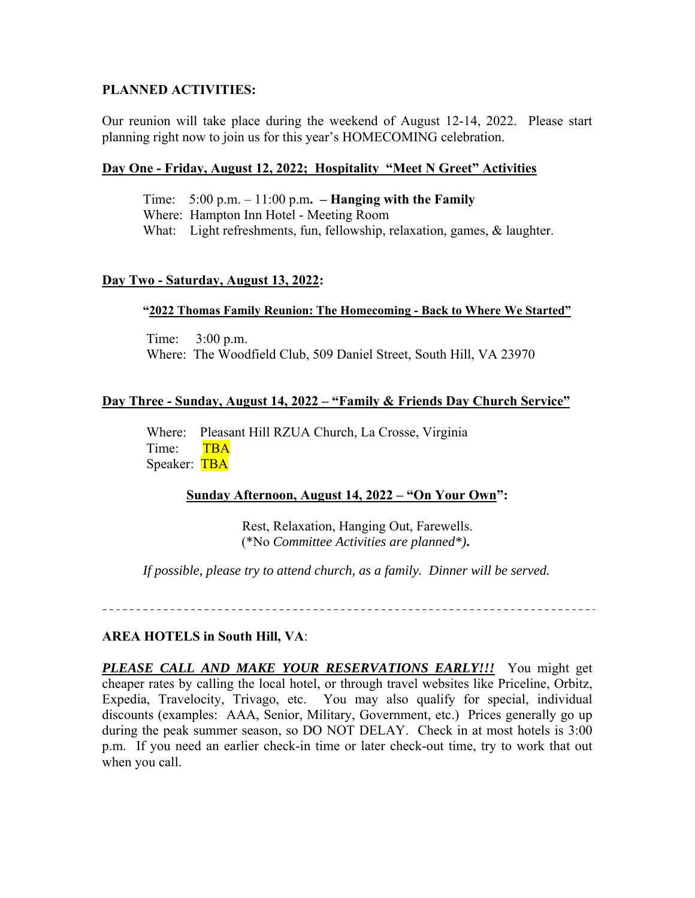**PLANNED ACTIVITIES:**

Our reunion will take place during the weekend of August 12-14, 2022. Please start planning right now to join us for this year's HOMECOMING celebration.

**Day One - Friday, August 12, 2022; Hospitality "Meet N Greet" Activities**

Time: 5:00 p.m. – 11:00 p.m. – **Hanging with the Family**
Where: Hampton Inn Hotel - Meeting Room
What: Light refreshments, fun, fellowship, relaxation, games, & laughter.

**Day Two - Saturday, August 13, 2022:**

**"2022 Thomas Family Reunion: The Homecoming - Back to Where We Started"**

Time: 3:00 p.m.
Where: The Woodfield Club, 509 Daniel Street, South Hill, VA 23970

**Day Three - Sunday, August 14, 2022 – "Family & Friends Day Church Service"**

Where: Pleasant Hill RZUA Church, La Crosse, Virginia
Time: TBA
Speaker: TBA

**Sunday Afternoon, August 14, 2022 – "On Your Own":**

Rest, Relaxation, Hanging Out, Farewells.
(*No *Committee Activities are planned**)**.**

*If possible, please try to attend church, as a family. Dinner will be served.*

---

**AREA HOTELS in South Hill, VA**:

***PLEASE CALL AND MAKE YOUR RESERVATIONS EARLY!!!*** You might get cheaper rates by calling the local hotel, or through travel websites like Priceline, Orbitz, Expedia, Travelocity, Trivago, etc. You may also qualify for special, individual discounts (examples: AAA, Senior, Military, Government, etc.) Prices generally go up during the peak summer season, so DO NOT DELAY. Check in at most hotels is 3:00 p.m. If you need an earlier check-in time or later check-out time, try to work that out when you call.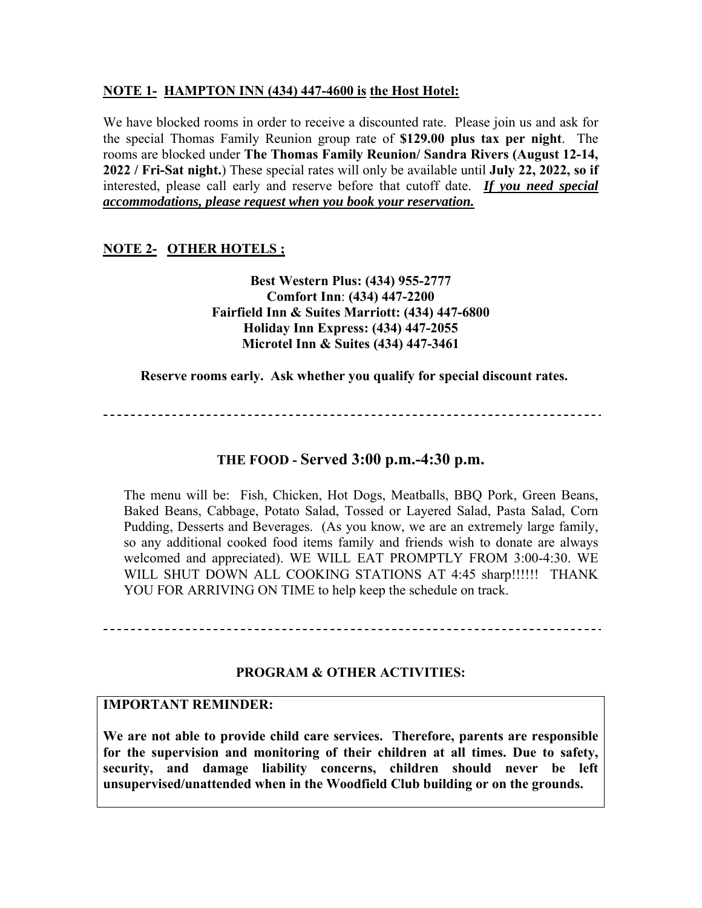**<u>NOTE 1-</u> <u>HAMPTON INN (434) 447-4600 is</u> <u>the Host Hotel:</u>**

We have blocked rooms in order to receive a discounted rate. Please join us and ask for the special Thomas Family Reunion group rate of **$129.00 plus tax per night**. The rooms are blocked under **The Thomas Family Reunion/ Sandra Rivers (August 12-14, 2022 / Fri-Sat night.**) These special rates will only be available until **July 22, 2022, so if** interested, please call early and reserve before that cutoff date. ***<u>If you need special accommodations, please request when you book your reservation.</u>***

**<u>NOTE 2-</u> <u>OTHER HOTELS ;</u>**

**Best Western Plus: (434) 955-2777**
**Comfort Inn**: **(434) 447-2200**
**Fairfield Inn & Suites Marriott: (434) 447-6800**
**Holiday Inn Express: (434) 447-2055**
**Microtel Inn & Suites (434) 447-3461**

**Reserve rooms early. Ask whether you qualify for special discount rates.**

---

## THE FOOD - Served 3:00 p.m.-4:30 p.m.

The menu will be: Fish, Chicken, Hot Dogs, Meatballs, BBQ Pork, Green Beans, Baked Beans, Cabbage, Potato Salad, Tossed or Layered Salad, Pasta Salad, Corn Pudding, Desserts and Beverages. (As you know, we are an extremely large family, so any additional cooked food items family and friends wish to donate are always welcomed and appreciated). WE WILL EAT PROMPTLY FROM 3:00-4:30. WE WILL SHUT DOWN ALL COOKING STATIONS AT 4:45 sharp!!!!!! THANK YOU FOR ARRIVING ON TIME to help keep the schedule on track.

---

## PROGRAM & OTHER ACTIVITIES:

**IMPORTANT REMINDER:**

**We are not able to provide child care services. Therefore, parents are responsible for the supervision and monitoring of their children at all times. Due to safety, security, and damage liability concerns, children should never be left unsupervised/unattended when in the Woodfield Club building or on the grounds.**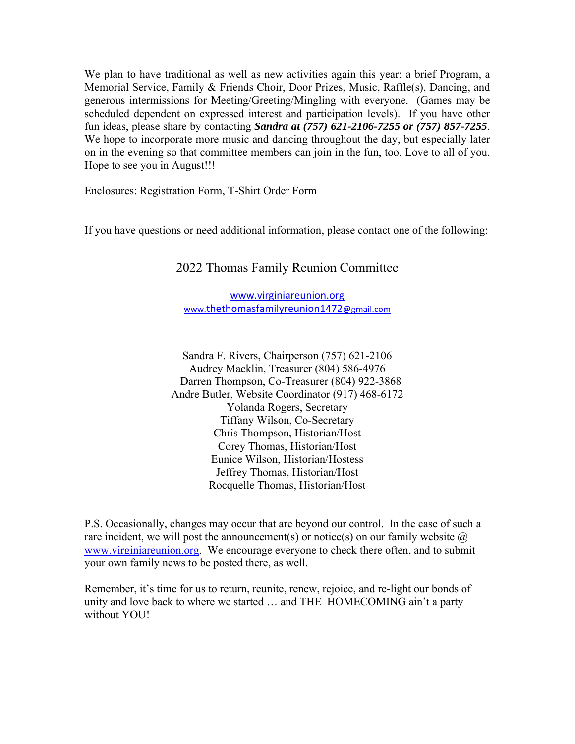We plan to have traditional as well as new activities again this year: a brief Program, a Memorial Service, Family & Friends Choir, Door Prizes, Music, Raffle(s), Dancing, and generous intermissions for Meeting/Greeting/Mingling with everyone. (Games may be scheduled dependent on expressed interest and participation levels). If you have other fun ideas, please share by contacting ***Sandra at (757) 621-2106-7255 or (757) 857-7255***. We hope to incorporate more music and dancing throughout the day, but especially later on in the evening so that committee members can join in the fun, too. Love to all of you. Hope to see you in August!!!

Enclosures: Registration Form, T-Shirt Order Form

If you have questions or need additional information, please contact one of the following:

## 2022 Thomas Family Reunion Committee

www.virginiareunion.org
www.thethomasfamilyreunion1472@gmail.com

Sandra F. Rivers, Chairperson (757) 621-2106
Audrey Macklin, Treasurer (804) 586-4976
Darren Thompson, Co-Treasurer (804) 922-3868
Andre Butler, Website Coordinator (917) 468-6172
Yolanda Rogers, Secretary
Tiffany Wilson, Co-Secretary
Chris Thompson, Historian/Host
Corey Thomas, Historian/Host
Eunice Wilson, Historian/Hostess
Jeffrey Thomas, Historian/Host
Rocquelle Thomas, Historian/Host

P.S. Occasionally, changes may occur that are beyond our control. In the case of such a rare incident, we will post the announcement(s) or notice(s) on our family website @ www.virginiareunion.org. We encourage everyone to check there often, and to submit your own family news to be posted there, as well.

Remember, it's time for us to return, reunite, renew, rejoice, and re-light our bonds of unity and love back to where we started … and THE HOMECOMING ain't a party without YOU!